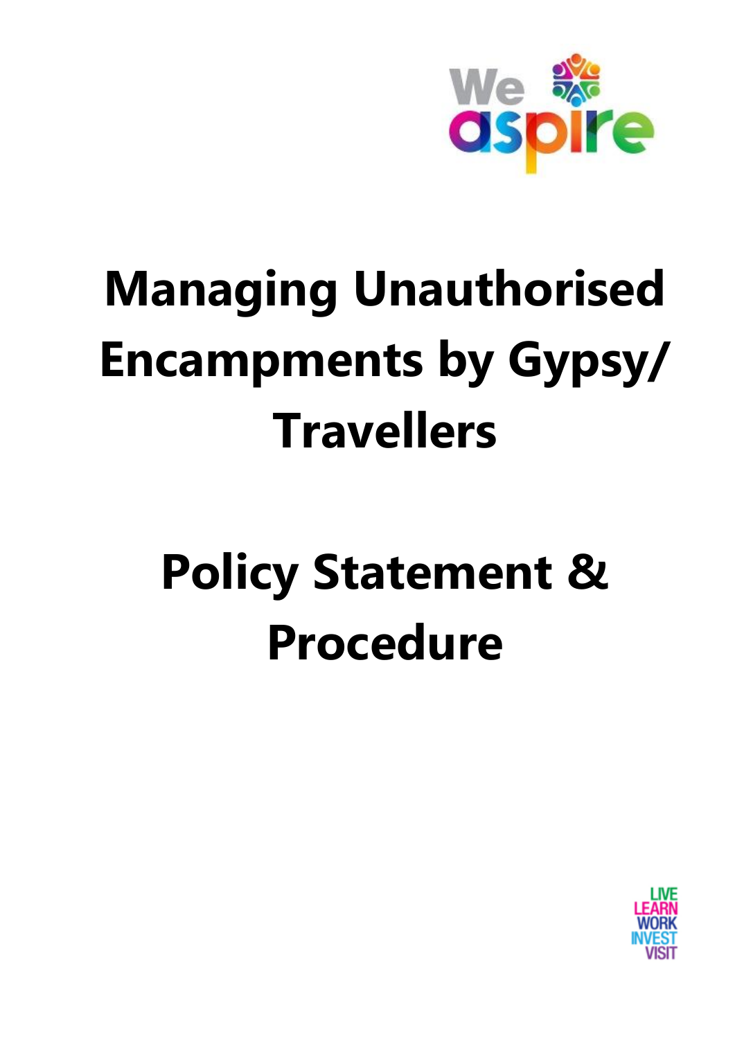We aspire

# Managing Unauthorised Encampments by Gypsy/ Travellers

# Policy Statement & Procedure

LIVE
LEARN
WORK
INVEST
VISIT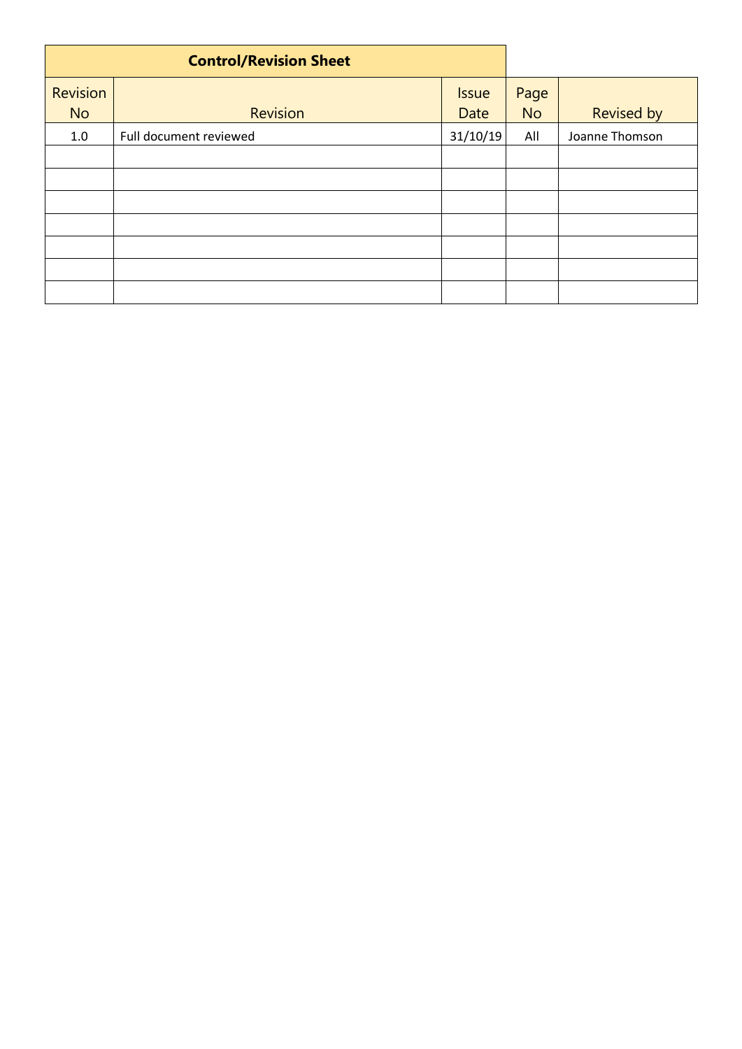| Control/Revision Sheet | | | | |
|---|---|---|---|---|
| Revision No | Revision | Issue Date | Page No | Revised by |
| 1.0 | Full document reviewed | 31/10/19 | All | Joanne Thomson |
| | | | | |
| | | | | |
| | | | | |
| | | | | |
| | | | | |
| | | | | |
| | | | | |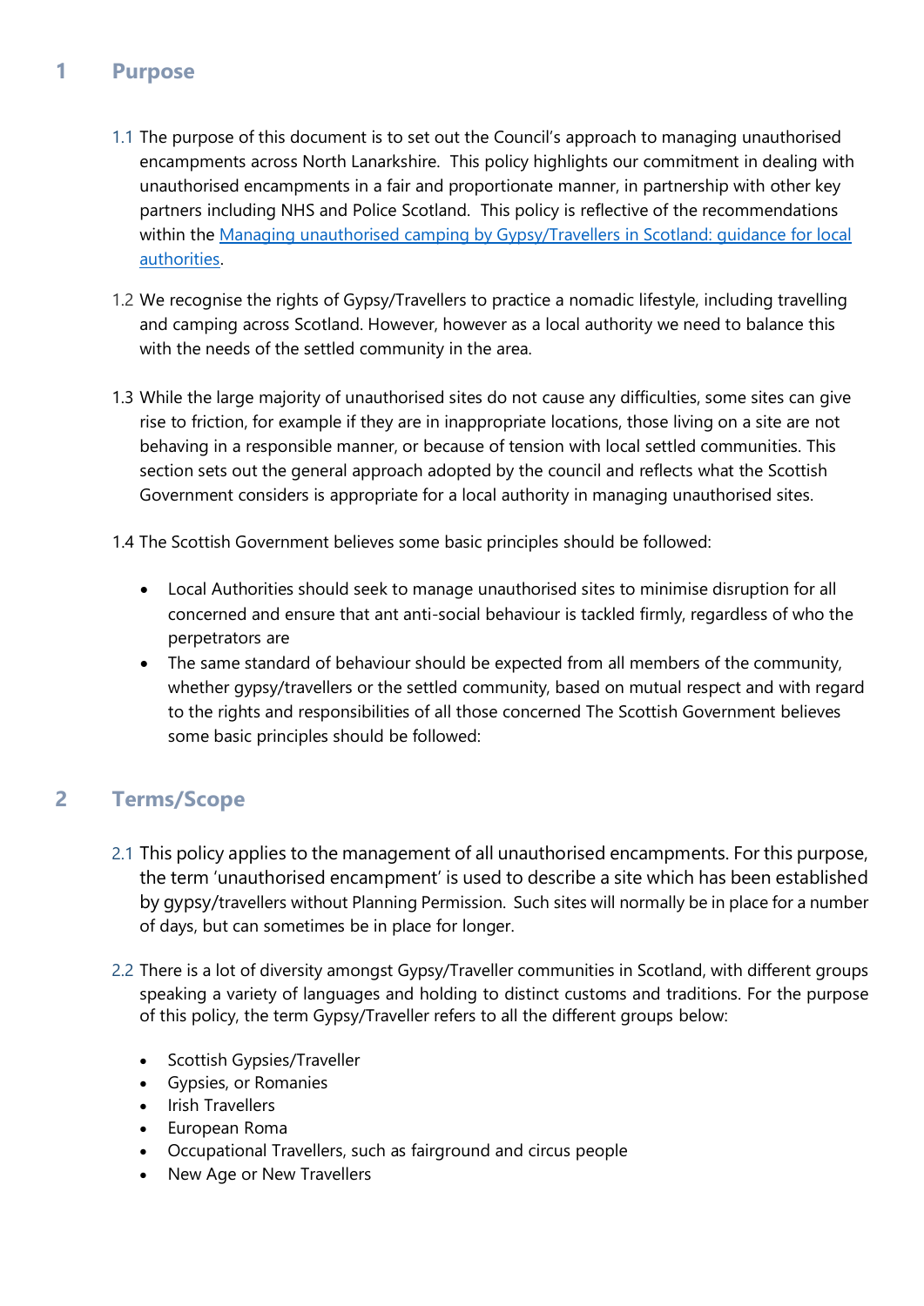## 1 Purpose

1.1 The purpose of this document is to set out the Council's approach to managing unauthorised encampments across North Lanarkshire. This policy highlights our commitment in dealing with unauthorised encampments in a fair and proportionate manner, in partnership with other key partners including NHS and Police Scotland. This policy is reflective of the recommendations within the [Managing unauthorised camping by Gypsy/Travellers in Scotland: guidance for local authorities](#).

1.2 We recognise the rights of Gypsy/Travellers to practice a nomadic lifestyle, including travelling and camping across Scotland. However, however as a local authority we need to balance this with the needs of the settled community in the area.

1.3 While the large majority of unauthorised sites do not cause any difficulties, some sites can give rise to friction, for example if they are in inappropriate locations, those living on a site are not behaving in a responsible manner, or because of tension with local settled communities. This section sets out the general approach adopted by the council and reflects what the Scottish Government considers is appropriate for a local authority in managing unauthorised sites.

1.4 The Scottish Government believes some basic principles should be followed:

- Local Authorities should seek to manage unauthorised sites to minimise disruption for all concerned and ensure that ant anti-social behaviour is tackled firmly, regardless of who the perpetrators are
- The same standard of behaviour should be expected from all members of the community, whether gypsy/travellers or the settled community, based on mutual respect and with regard to the rights and responsibilities of all those concerned The Scottish Government believes some basic principles should be followed:

## 2 Terms/Scope

2.1 This policy applies to the management of all unauthorised encampments. For this purpose, the term 'unauthorised encampment' is used to describe a site which has been established by gypsy/travellers without Planning Permission. Such sites will normally be in place for a number of days, but can sometimes be in place for longer.

2.2 There is a lot of diversity amongst Gypsy/Traveller communities in Scotland, with different groups speaking a variety of languages and holding to distinct customs and traditions. For the purpose of this policy, the term Gypsy/Traveller refers to all the different groups below:

- Scottish Gypsies/Traveller
- Gypsies, or Romanies
- Irish Travellers
- European Roma
- Occupational Travellers, such as fairground and circus people
- New Age or New Travellers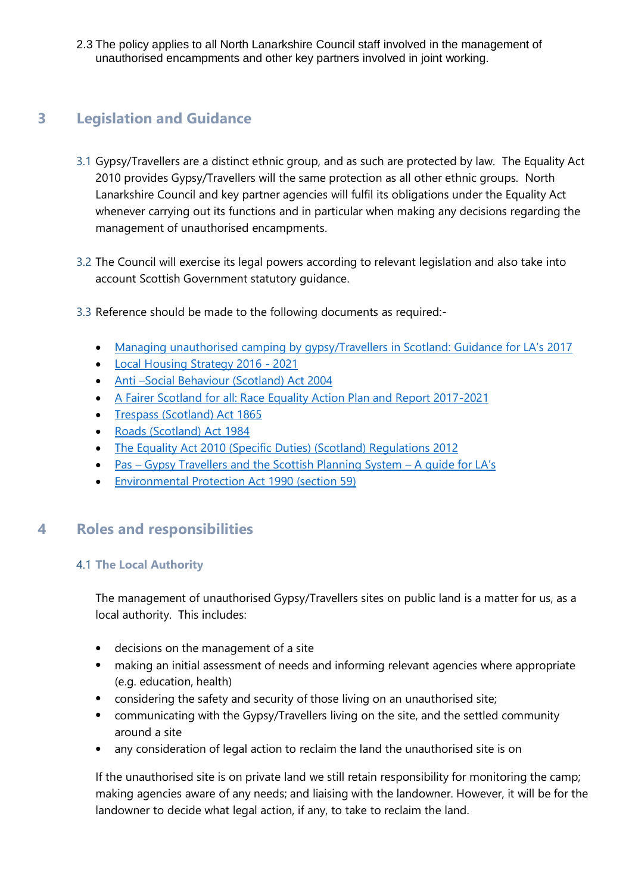2.3 The policy applies to all North Lanarkshire Council staff involved in the management of unauthorised encampments and other key partners involved in joint working.

## 3 Legislation and Guidance

3.1 Gypsy/Travellers are a distinct ethnic group, and as such are protected by law. The Equality Act 2010 provides Gypsy/Travellers will the same protection as all other ethnic groups. North Lanarkshire Council and key partner agencies will fulfil its obligations under the Equality Act whenever carrying out its functions and in particular when making any decisions regarding the management of unauthorised encampments.

3.2 The Council will exercise its legal powers according to relevant legislation and also take into account Scottish Government statutory guidance.

3.3 Reference should be made to the following documents as required:-

- Managing unauthorised camping by gypsy/Travellers in Scotland: Guidance for LA's 2017
- Local Housing Strategy 2016 - 2021
- Anti –Social Behaviour (Scotland) Act 2004
- A Fairer Scotland for all: Race Equality Action Plan and Report 2017-2021
- Trespass (Scotland) Act 1865
- Roads (Scotland) Act 1984
- The Equality Act 2010 (Specific Duties) (Scotland) Regulations 2012
- Pas – Gypsy Travellers and the Scottish Planning System – A guide for LA's
- Environmental Protection Act 1990 (section 59)

## 4 Roles and responsibilities

### 4.1 The Local Authority

The management of unauthorised Gypsy/Travellers sites on public land is a matter for us, as a local authority. This includes:

- decisions on the management of a site
- making an initial assessment of needs and informing relevant agencies where appropriate (e.g. education, health)
- considering the safety and security of those living on an unauthorised site;
- communicating with the Gypsy/Travellers living on the site, and the settled community around a site
- any consideration of legal action to reclaim the land the unauthorised site is on

If the unauthorised site is on private land we still retain responsibility for monitoring the camp; making agencies aware of any needs; and liaising with the landowner. However, it will be for the landowner to decide what legal action, if any, to take to reclaim the land.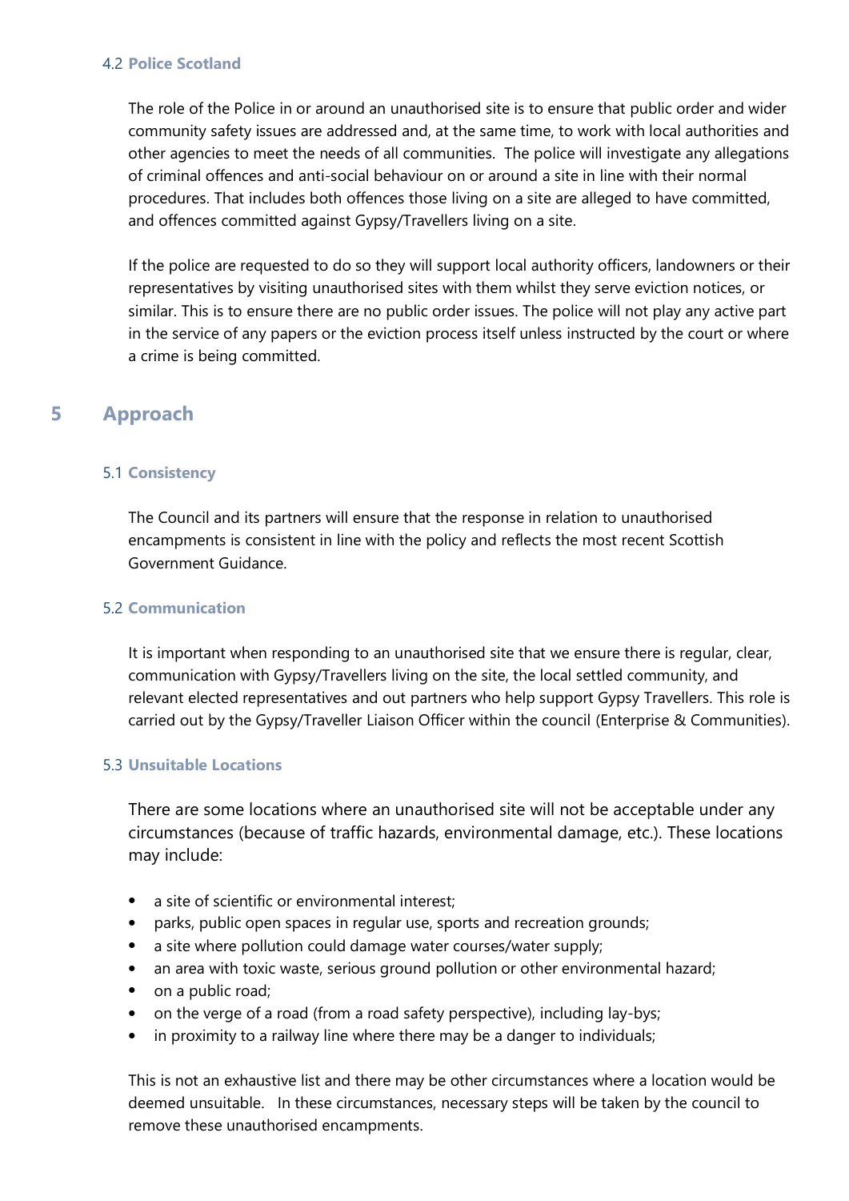### 4.2 Police Scotland

The role of the Police in or around an unauthorised site is to ensure that public order and wider community safety issues are addressed and, at the same time, to work with local authorities and other agencies to meet the needs of all communities. The police will investigate any allegations of criminal offences and anti-social behaviour on or around a site in line with their normal procedures. That includes both offences those living on a site are alleged to have committed, and offences committed against Gypsy/Travellers living on a site.

If the police are requested to do so they will support local authority officers, landowners or their representatives by visiting unauthorised sites with them whilst they serve eviction notices, or similar. This is to ensure there are no public order issues. The police will not play any active part in the service of any papers or the eviction process itself unless instructed by the court or where a crime is being committed.

## 5 Approach

### 5.1 Consistency

The Council and its partners will ensure that the response in relation to unauthorised encampments is consistent in line with the policy and reflects the most recent Scottish Government Guidance.

### 5.2 Communication

It is important when responding to an unauthorised site that we ensure there is regular, clear, communication with Gypsy/Travellers living on the site, the local settled community, and relevant elected representatives and out partners who help support Gypsy Travellers. This role is carried out by the Gypsy/Traveller Liaison Officer within the council (Enterprise & Communities).

### 5.3 Unsuitable Locations

There are some locations where an unauthorised site will not be acceptable under any circumstances (because of traffic hazards, environmental damage, etc.). These locations may include:

- a site of scientific or environmental interest;
- parks, public open spaces in regular use, sports and recreation grounds;
- a site where pollution could damage water courses/water supply;
- an area with toxic waste, serious ground pollution or other environmental hazard;
- on a public road;
- on the verge of a road (from a road safety perspective), including lay-bys;
- in proximity to a railway line where there may be a danger to individuals;

This is not an exhaustive list and there may be other circumstances where a location would be deemed unsuitable. In these circumstances, necessary steps will be taken by the council to remove these unauthorised encampments.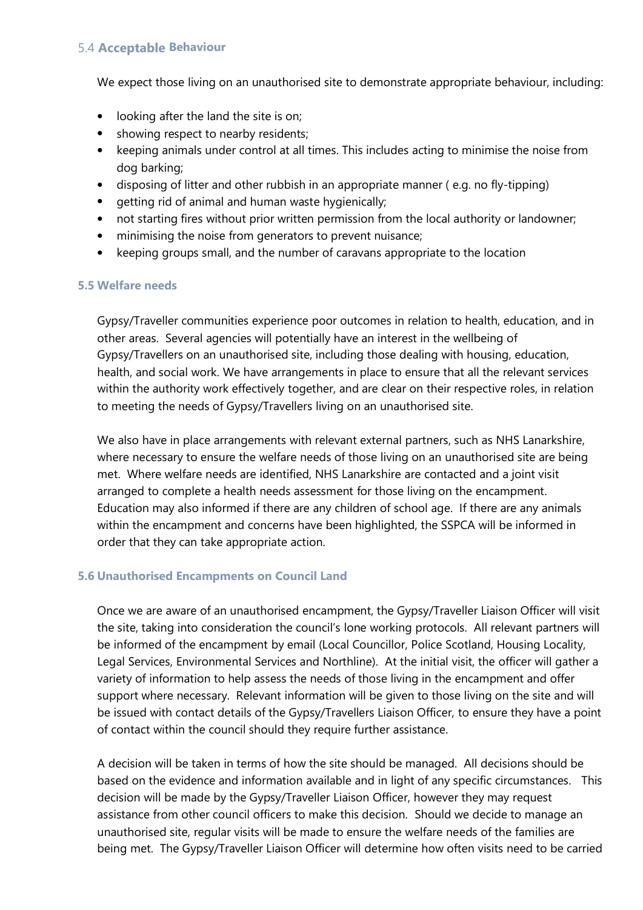### 5.4 Acceptable Behaviour

We expect those living on an unauthorised site to demonstrate appropriate behaviour, including:

- looking after the land the site is on;
- showing respect to nearby residents;
- keeping animals under control at all times. This includes acting to minimise the noise from dog barking;
- disposing of litter and other rubbish in an appropriate manner ( e.g. no fly-tipping)
- getting rid of animal and human waste hygienically;
- not starting fires without prior written permission from the local authority or landowner;
- minimising the noise from generators to prevent nuisance;
- keeping groups small, and the number of caravans appropriate to the location

### 5.5 Welfare needs

Gypsy/Traveller communities experience poor outcomes in relation to health, education, and in other areas. Several agencies will potentially have an interest in the wellbeing of Gypsy/Travellers on an unauthorised site, including those dealing with housing, education, health, and social work. We have arrangements in place to ensure that all the relevant services within the authority work effectively together, and are clear on their respective roles, in relation to meeting the needs of Gypsy/Travellers living on an unauthorised site.

We also have in place arrangements with relevant external partners, such as NHS Lanarkshire, where necessary to ensure the welfare needs of those living on an unauthorised site are being met. Where welfare needs are identified, NHS Lanarkshire are contacted and a joint visit arranged to complete a health needs assessment for those living on the encampment. Education may also informed if there are any children of school age. If there are any animals within the encampment and concerns have been highlighted, the SSPCA will be informed in order that they can take appropriate action.

### 5.6 Unauthorised Encampments on Council Land

Once we are aware of an unauthorised encampment, the Gypsy/Traveller Liaison Officer will visit the site, taking into consideration the council's lone working protocols. All relevant partners will be informed of the encampment by email (Local Councillor, Police Scotland, Housing Locality, Legal Services, Environmental Services and Northline). At the initial visit, the officer will gather a variety of information to help assess the needs of those living in the encampment and offer support where necessary. Relevant information will be given to those living on the site and will be issued with contact details of the Gypsy/Travellers Liaison Officer, to ensure they have a point of contact within the council should they require further assistance.

A decision will be taken in terms of how the site should be managed. All decisions should be based on the evidence and information available and in light of any specific circumstances. This decision will be made by the Gypsy/Traveller Liaison Officer, however they may request assistance from other council officers to make this decision. Should we decide to manage an unauthorised site, regular visits will be made to ensure the welfare needs of the families are being met. The Gypsy/Traveller Liaison Officer will determine how often visits need to be carried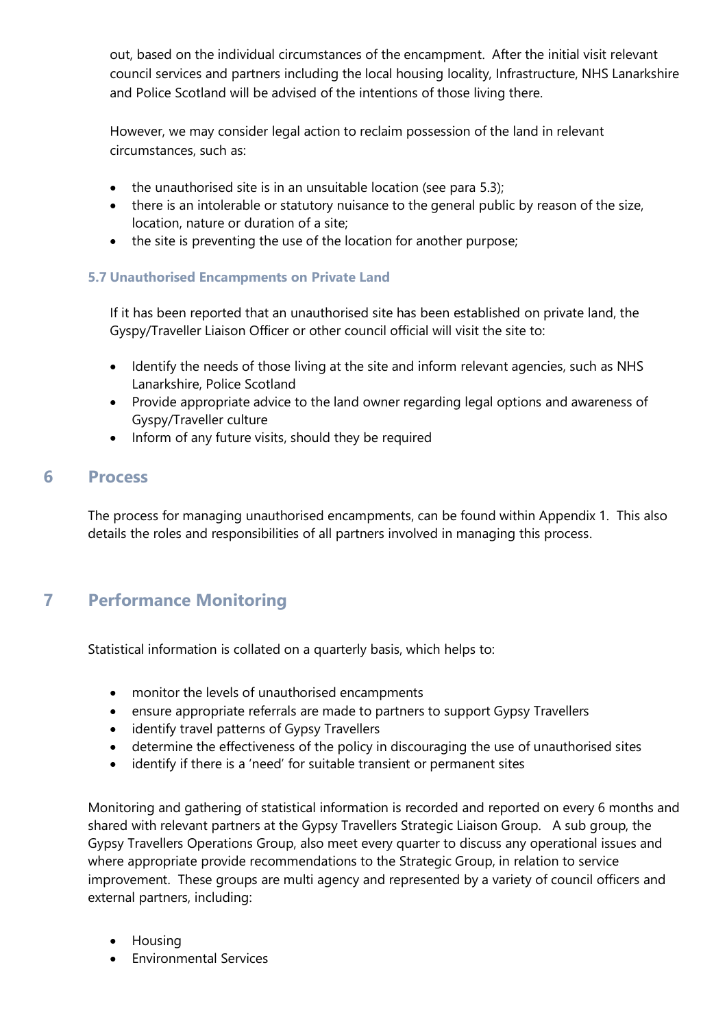out, based on the individual circumstances of the encampment. After the initial visit relevant council services and partners including the local housing locality, Infrastructure, NHS Lanarkshire and Police Scotland will be advised of the intentions of those living there.

However, we may consider legal action to reclaim possession of the land in relevant circumstances, such as:

- the unauthorised site is in an unsuitable location (see para 5.3);
- there is an intolerable or statutory nuisance to the general public by reason of the size, location, nature or duration of a site;
- the site is preventing the use of the location for another purpose;

### 5.7 Unauthorised Encampments on Private Land

If it has been reported that an unauthorised site has been established on private land, the Gyspy/Traveller Liaison Officer or other council official will visit the site to:

- Identify the needs of those living at the site and inform relevant agencies, such as NHS Lanarkshire, Police Scotland
- Provide appropriate advice to the land owner regarding legal options and awareness of Gyspy/Traveller culture
- Inform of any future visits, should they be required

## 6 Process

The process for managing unauthorised encampments, can be found within Appendix 1. This also details the roles and responsibilities of all partners involved in managing this process.

## 7 Performance Monitoring

Statistical information is collated on a quarterly basis, which helps to:

- monitor the levels of unauthorised encampments
- ensure appropriate referrals are made to partners to support Gypsy Travellers
- identify travel patterns of Gypsy Travellers
- determine the effectiveness of the policy in discouraging the use of unauthorised sites
- identify if there is a 'need' for suitable transient or permanent sites

Monitoring and gathering of statistical information is recorded and reported on every 6 months and shared with relevant partners at the Gypsy Travellers Strategic Liaison Group. A sub group, the Gypsy Travellers Operations Group, also meet every quarter to discuss any operational issues and where appropriate provide recommendations to the Strategic Group, in relation to service improvement. These groups are multi agency and represented by a variety of council officers and external partners, including:

- Housing
- Environmental Services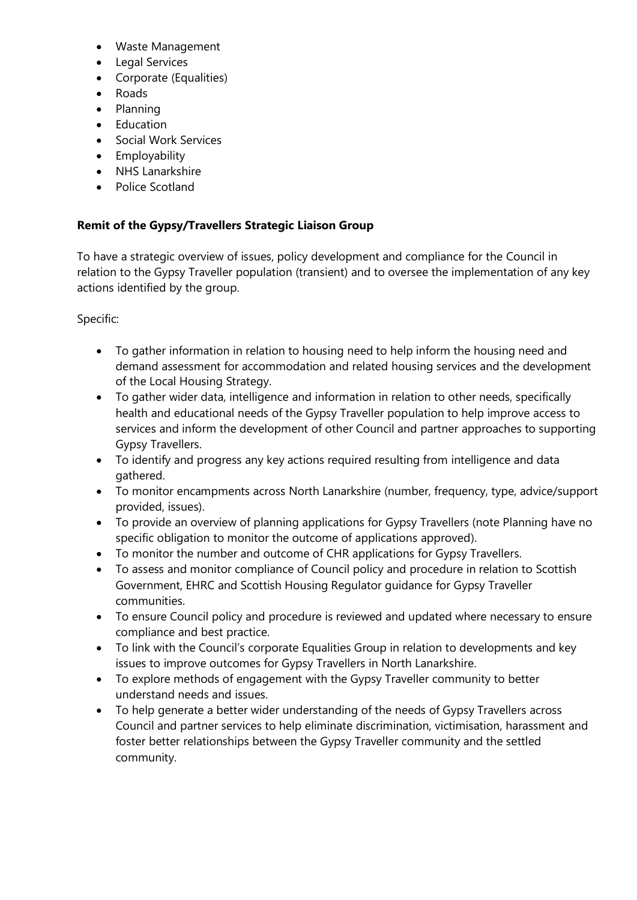- Waste Management
- Legal Services
- Corporate (Equalities)
- Roads
- Planning
- Education
- Social Work Services
- Employability
- NHS Lanarkshire
- Police Scotland

**Remit of the Gypsy/Travellers Strategic Liaison Group**

To have a strategic overview of issues, policy development and compliance for the Council in relation to the Gypsy Traveller population (transient) and to oversee the implementation of any key actions identified by the group.

Specific:

- To gather information in relation to housing need to help inform the housing need and demand assessment for accommodation and related housing services and the development of the Local Housing Strategy.
- To gather wider data, intelligence and information in relation to other needs, specifically health and educational needs of the Gypsy Traveller population to help improve access to services and inform the development of other Council and partner approaches to supporting Gypsy Travellers.
- To identify and progress any key actions required resulting from intelligence and data gathered.
- To monitor encampments across North Lanarkshire (number, frequency, type, advice/support provided, issues).
- To provide an overview of planning applications for Gypsy Travellers (note Planning have no specific obligation to monitor the outcome of applications approved).
- To monitor the number and outcome of CHR applications for Gypsy Travellers.
- To assess and monitor compliance of Council policy and procedure in relation to Scottish Government, EHRC and Scottish Housing Regulator guidance for Gypsy Traveller communities.
- To ensure Council policy and procedure is reviewed and updated where necessary to ensure compliance and best practice.
- To link with the Council's corporate Equalities Group in relation to developments and key issues to improve outcomes for Gypsy Travellers in North Lanarkshire.
- To explore methods of engagement with the Gypsy Traveller community to better understand needs and issues.
- To help generate a better wider understanding of the needs of Gypsy Travellers across Council and partner services to help eliminate discrimination, victimisation, harassment and foster better relationships between the Gypsy Traveller community and the settled community.